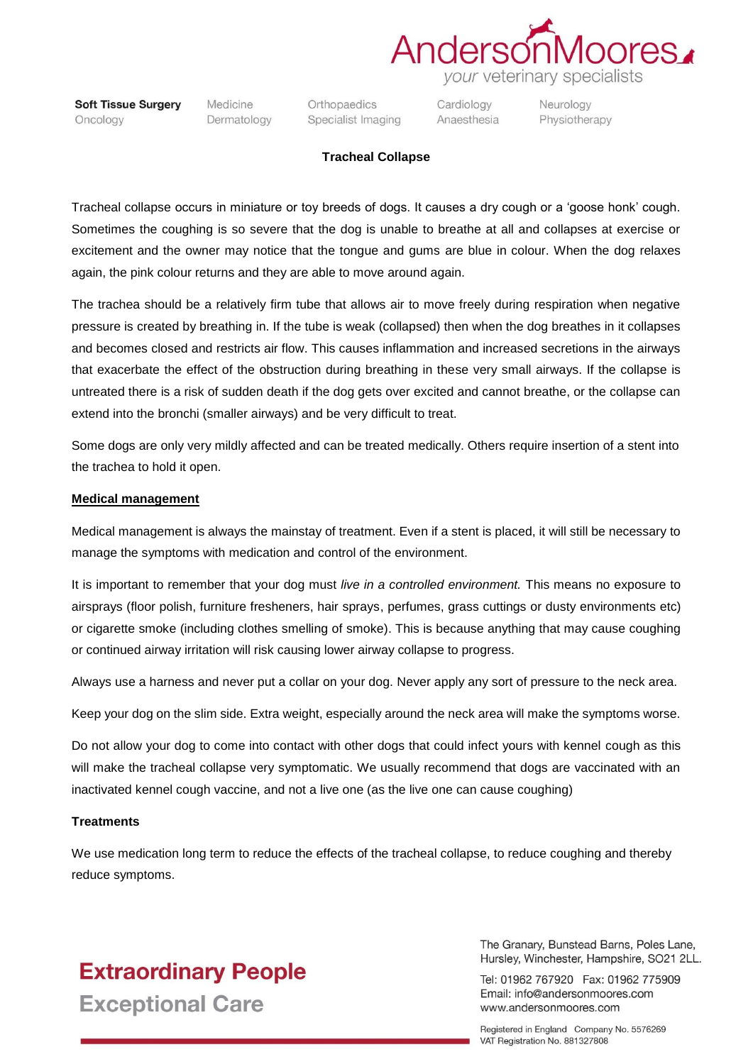# Tracheal Collapse

Tracheal collapse occurs in miniature or toy breeds of dogs. It causes a dry cough or a 'goose honk' cough. Sometimes the coughing is so severe that the dog is unable to breathe at all and collapses at exercise or excitement and the owner may notice that the tongue and gums are blue in colour. When the dog relaxes again, the pink colour returns and they are able to move around again.

The trachea should be a relatively firm tube that allows air to move freely during respiration when negative pressure is created by breathing in. If the tube is weak (collapsed) then when the dog breathes in it collapses and becomes closed and restricts air flow. This causes inflammation and increased secretions in the airways that exacerbate the effect of the obstruction during breathing in these very small airways. If the collapse is untreated there is a risk of sudden death if the dog gets over excited and cannot breathe, or the collapse can extend into the bronchi (smaller airways) and be very difficult to treat.

Some dogs are only very mildly affected and can be treated medically. Others require insertion of a stent into the trachea to hold it open.

## Medical management

Medical management is always the mainstay of treatment. Even if a stent is placed, it will still be necessary to manage the symptoms with medication and control of the environment.

It is important to remember that your dog must *live in a controlled environment.* This means no exposure to airsprays (floor polish, furniture fresheners, hair sprays, perfumes, grass cuttings or dusty environments etc) or cigarette smoke (including clothes smelling of smoke). This is because anything that may cause coughing or continued airway irritation will risk causing lower airway collapse to progress.

Always use a harness and never put a collar on your dog. Never apply any sort of pressure to the neck area.

Keep your dog on the slim side. Extra weight, especially around the neck area will make the symptoms worse.

Do not allow your dog to come into contact with other dogs that could infect yours with kennel cough as this will make the tracheal collapse very symptomatic. We usually recommend that dogs are vaccinated with an inactivated kennel cough vaccine, and not a live one (as the live one can cause coughing)

## Treatments

We use medication long term to reduce the effects of the tracheal collapse, to reduce coughing and thereby reduce symptoms.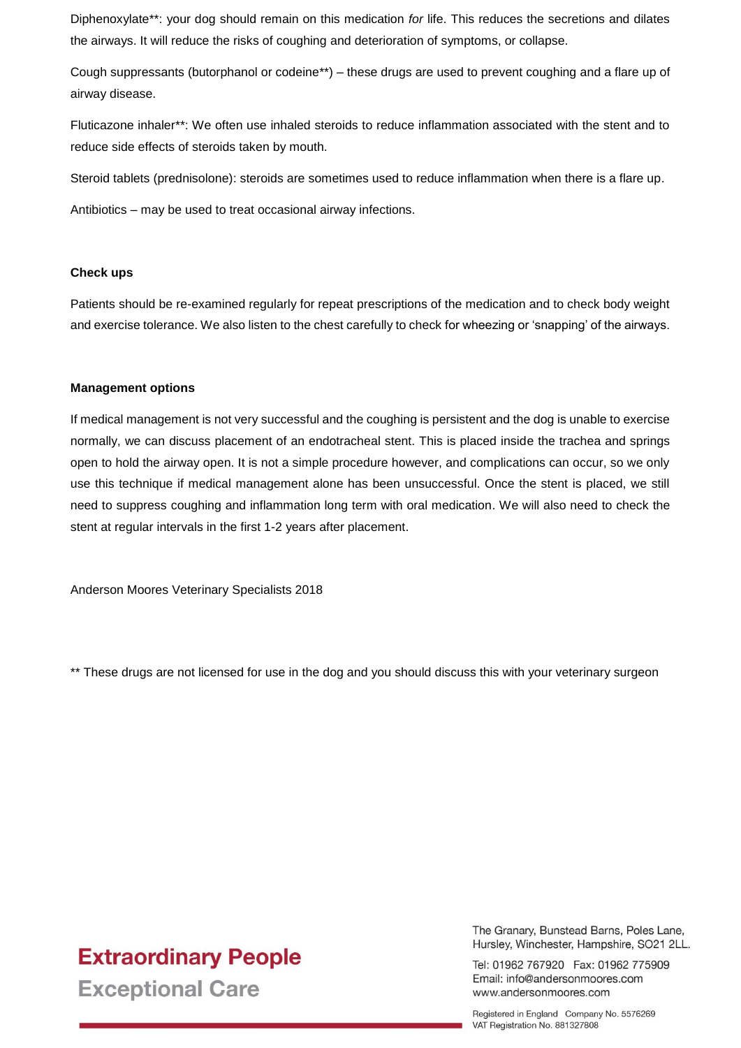Diphenoxylate**: your dog should remain on this medication *for* life. This reduces the secretions and dilates the airways. It will reduce the risks of coughing and deterioration of symptoms, or collapse.

Cough suppressants (butorphanol or codeine**) – these drugs are used to prevent coughing and a flare up of airway disease.

Fluticazone inhaler**: We often use inhaled steroids to reduce inflammation associated with the stent and to reduce side effects of steroids taken by mouth.

Steroid tablets (prednisolone): steroids are sometimes used to reduce inflammation when there is a flare up.

Antibiotics – may be used to treat occasional airway infections.

**Check ups**

Patients should be re-examined regularly for repeat prescriptions of the medication and to check body weight and exercise tolerance. We also listen to the chest carefully to check for wheezing or 'snapping' of the airways.

**Management options**

If medical management is not very successful and the coughing is persistent and the dog is unable to exercise normally, we can discuss placement of an endotracheal stent. This is placed inside the trachea and springs open to hold the airway open. It is not a simple procedure however, and complications can occur, so we only use this technique if medical management alone has been unsuccessful. Once the stent is placed, we still need to suppress coughing and inflammation long term with oral medication. We will also need to check the stent at regular intervals in the first 1-2 years after placement.

Anderson Moores Veterinary Specialists 2018

** These drugs are not licensed for use in the dog and you should discuss this with your veterinary surgeon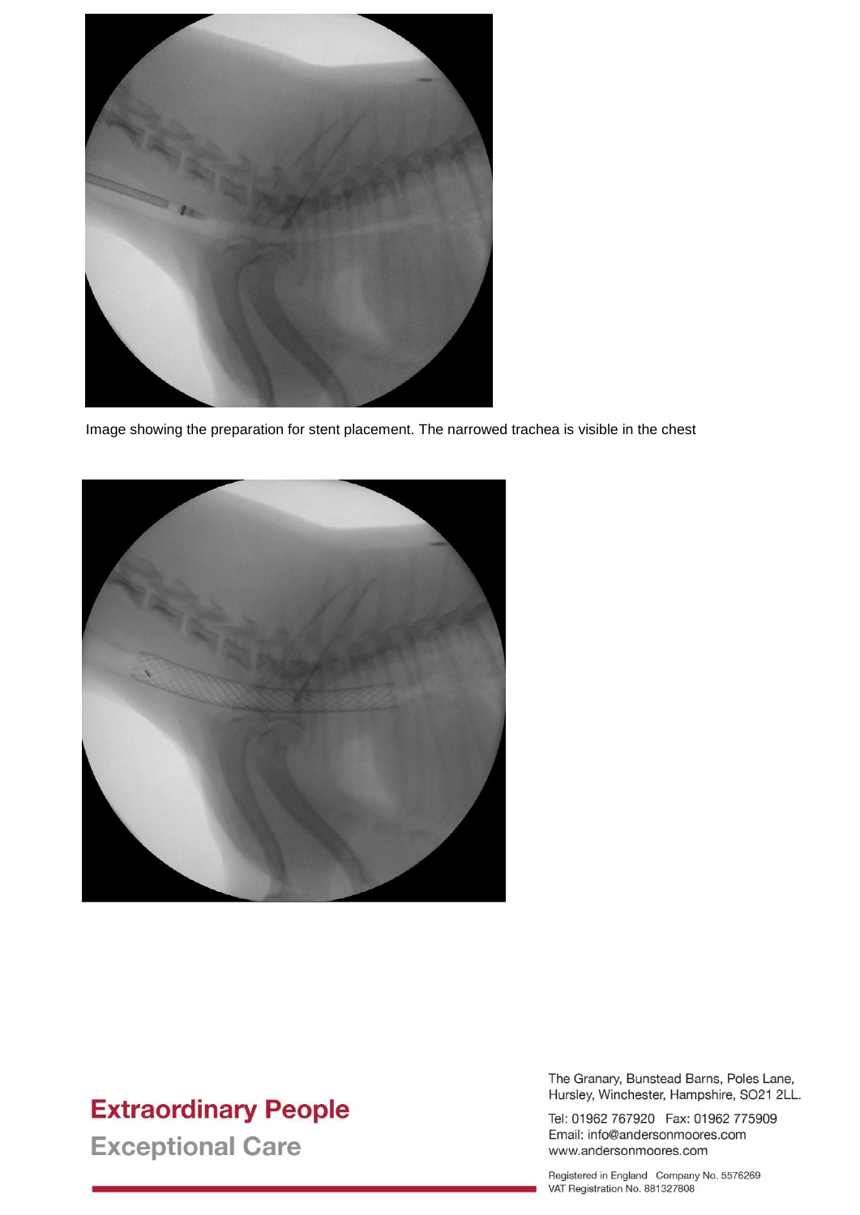Image showing the preparation for stent placement. The narrowed trachea is visible in the chest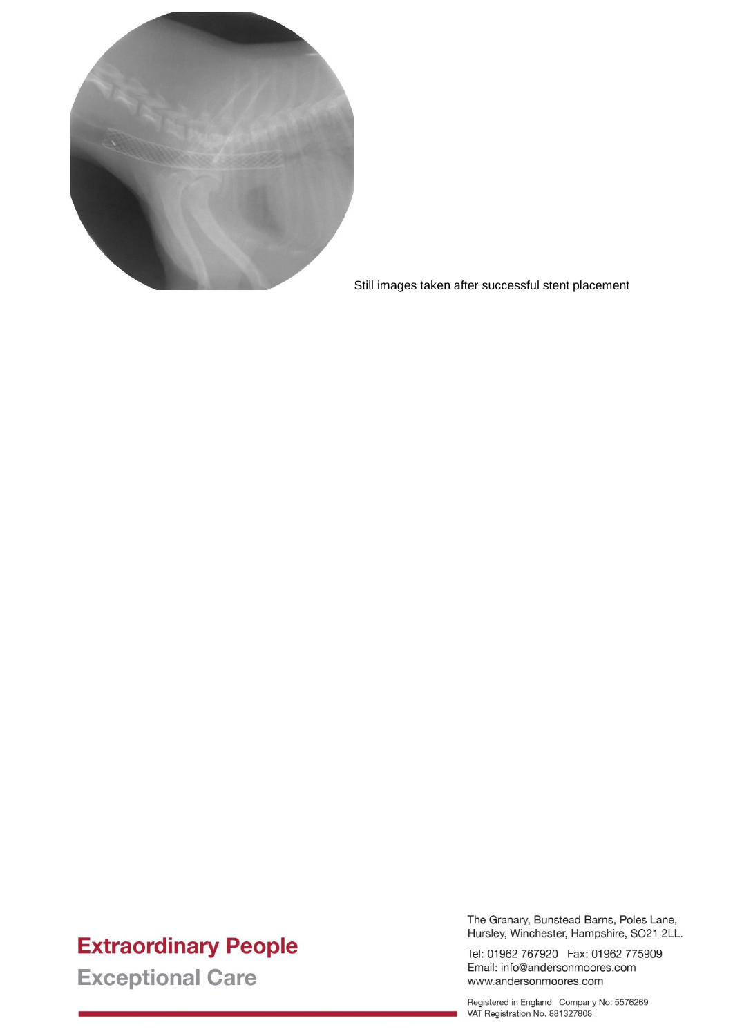Still images taken after successful stent placement

**Extraordinary People**

**Exceptional Care**

The Granary, Bunstead Barns, Poles Lane, Hursley, Winchester, Hampshire, SO21 2LL.

Tel: 01962 767920 Fax: 01962 775909
Email: info@andersonmoores.com
www.andersonmoores.com

Registered in England Company No. 5576269
VAT Registration No. 881327808